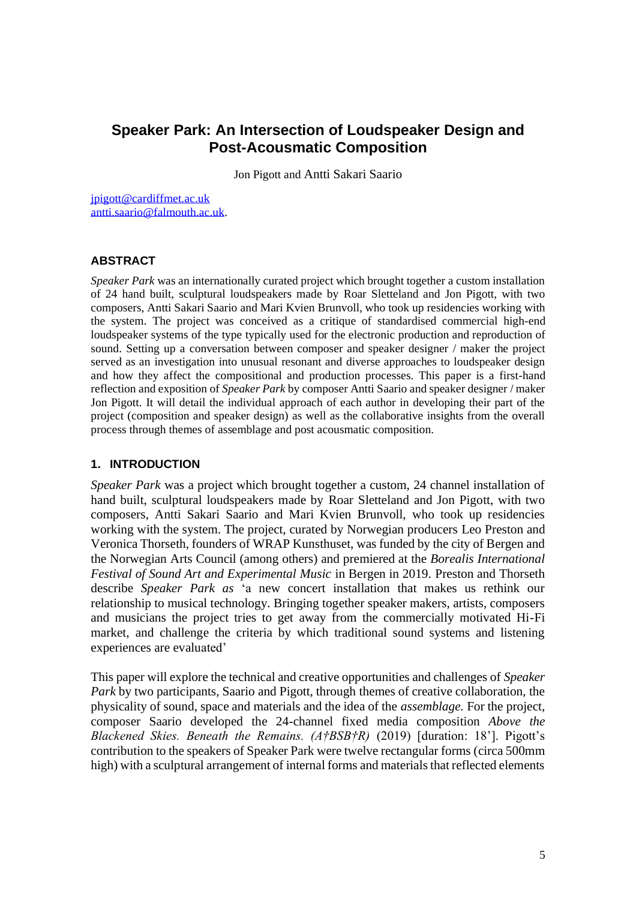# Speaker Park: An Intersection of Loudspeaker Design and Post-Acousmatic Composition

Jon Pigott and Antti Sakari Saario

jpigott@cardiffmet.ac.uk
antti.saario@falmouth.ac.uk.

## ABSTRACT

*Speaker Park* was an internationally curated project which brought together a custom installation of 24 hand built, sculptural loudspeakers made by Roar Sletteland and Jon Pigott, with two composers, Antti Sakari Saario and Mari Kvien Brunvoll, who took up residencies working with the system. The project was conceived as a critique of standardised commercial high-end loudspeaker systems of the type typically used for the electronic production and reproduction of sound. Setting up a conversation between composer and speaker designer / maker the project served as an investigation into unusual resonant and diverse approaches to loudspeaker design and how they affect the compositional and production processes. This paper is a first-hand reflection and exposition of *Speaker Park* by composer Antti Saario and speaker designer / maker Jon Pigott. It will detail the individual approach of each author in developing their part of the project (composition and speaker design) as well as the collaborative insights from the overall process through themes of assemblage and post acousmatic composition.

## 1. INTRODUCTION

*Speaker Park* was a project which brought together a custom, 24 channel installation of hand built, sculptural loudspeakers made by Roar Sletteland and Jon Pigott, with two composers, Antti Sakari Saario and Mari Kvien Brunvoll, who took up residencies working with the system. The project, curated by Norwegian producers Leo Preston and Veronica Thorseth, founders of WRAP Kunsthuset, was funded by the city of Bergen and the Norwegian Arts Council (among others) and premiered at the *Borealis International Festival of Sound Art and Experimental Music* in Bergen in 2019. Preston and Thorseth describe *Speaker Park as* 'a new concert installation that makes us rethink our relationship to musical technology. Bringing together speaker makers, artists, composers and musicians the project tries to get away from the commercially motivated Hi-Fi market, and challenge the criteria by which traditional sound systems and listening experiences are evaluated'

This paper will explore the technical and creative opportunities and challenges of *Speaker Park* by two participants, Saario and Pigott, through themes of creative collaboration, the physicality of sound, space and materials and the idea of the *assemblage.* For the project, composer Saario developed the 24-channel fixed media composition *Above the Blackened Skies. Beneath the Remains. (A†BSB†R)* (2019) [duration: 18']. Pigott's contribution to the speakers of Speaker Park were twelve rectangular forms (circa 500mm high) with a sculptural arrangement of internal forms and materials that reflected elements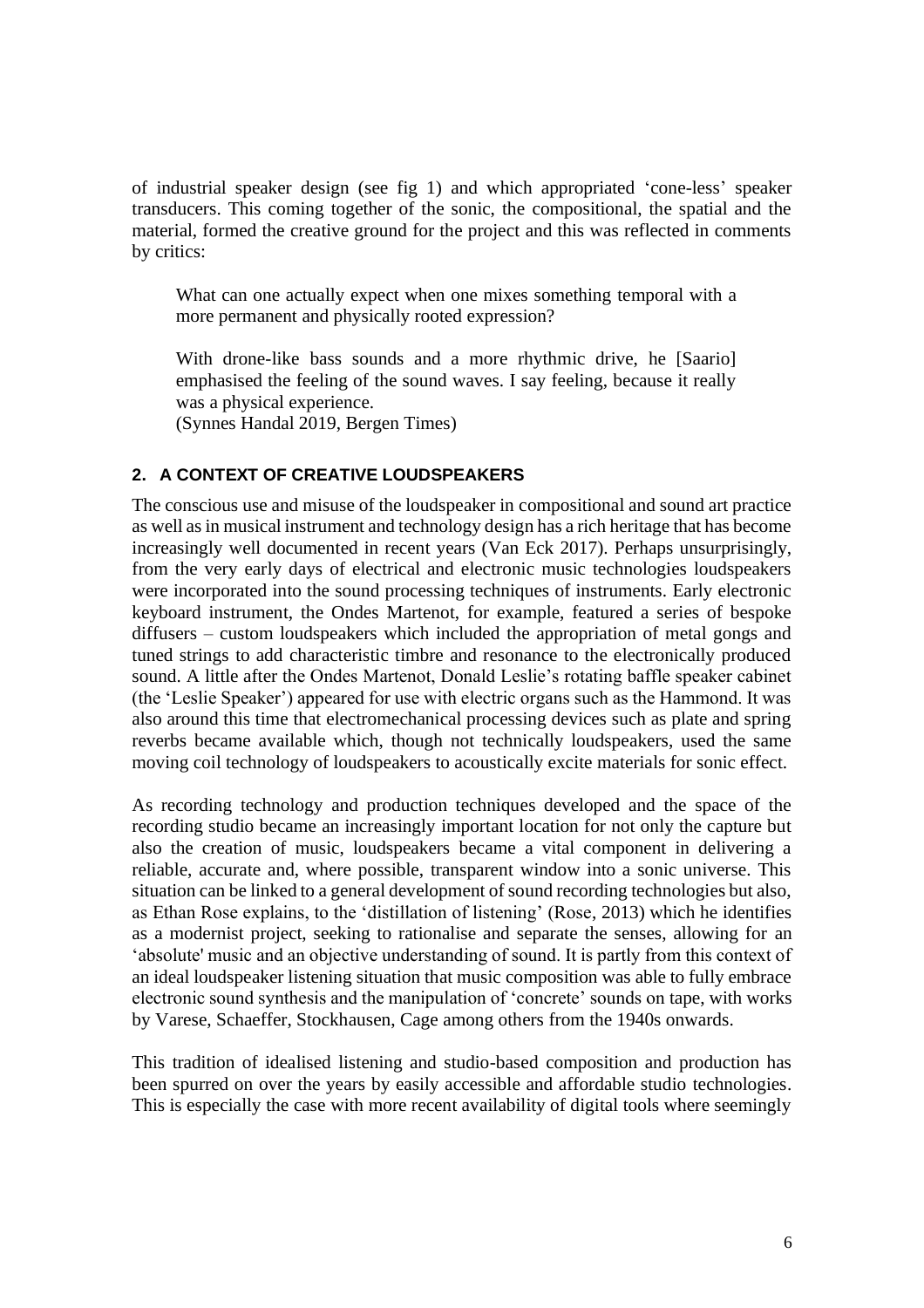of industrial speaker design (see fig 1) and which appropriated 'cone-less' speaker transducers. This coming together of the sonic, the compositional, the spatial and the material, formed the creative ground for the project and this was reflected in comments by critics:

> What can one actually expect when one mixes something temporal with a more permanent and physically rooted expression?
>
> With drone-like bass sounds and a more rhythmic drive, he [Saario] emphasised the feeling of the sound waves. I say feeling, because it really was a physical experience.
> (Synnes Handal 2019, Bergen Times)

## 2. A CONTEXT OF CREATIVE LOUDSPEAKERS

The conscious use and misuse of the loudspeaker in compositional and sound art practice as well as in musical instrument and technology design has a rich heritage that has become increasingly well documented in recent years (Van Eck 2017). Perhaps unsurprisingly, from the very early days of electrical and electronic music technologies loudspeakers were incorporated into the sound processing techniques of instruments. Early electronic keyboard instrument, the Ondes Martenot, for example, featured a series of bespoke diffusers – custom loudspeakers which included the appropriation of metal gongs and tuned strings to add characteristic timbre and resonance to the electronically produced sound. A little after the Ondes Martenot, Donald Leslie's rotating baffle speaker cabinet (the 'Leslie Speaker') appeared for use with electric organs such as the Hammond. It was also around this time that electromechanical processing devices such as plate and spring reverbs became available which, though not technically loudspeakers, used the same moving coil technology of loudspeakers to acoustically excite materials for sonic effect.

As recording technology and production techniques developed and the space of the recording studio became an increasingly important location for not only the capture but also the creation of music, loudspeakers became a vital component in delivering a reliable, accurate and, where possible, transparent window into a sonic universe. This situation can be linked to a general development of sound recording technologies but also, as Ethan Rose explains, to the 'distillation of listening' (Rose, 2013) which he identifies as a modernist project, seeking to rationalise and separate the senses, allowing for an 'absolute' music and an objective understanding of sound. It is partly from this context of an ideal loudspeaker listening situation that music composition was able to fully embrace electronic sound synthesis and the manipulation of 'concrete' sounds on tape, with works by Varese, Schaeffer, Stockhausen, Cage among others from the 1940s onwards.

This tradition of idealised listening and studio-based composition and production has been spurred on over the years by easily accessible and affordable studio technologies. This is especially the case with more recent availability of digital tools where seemingly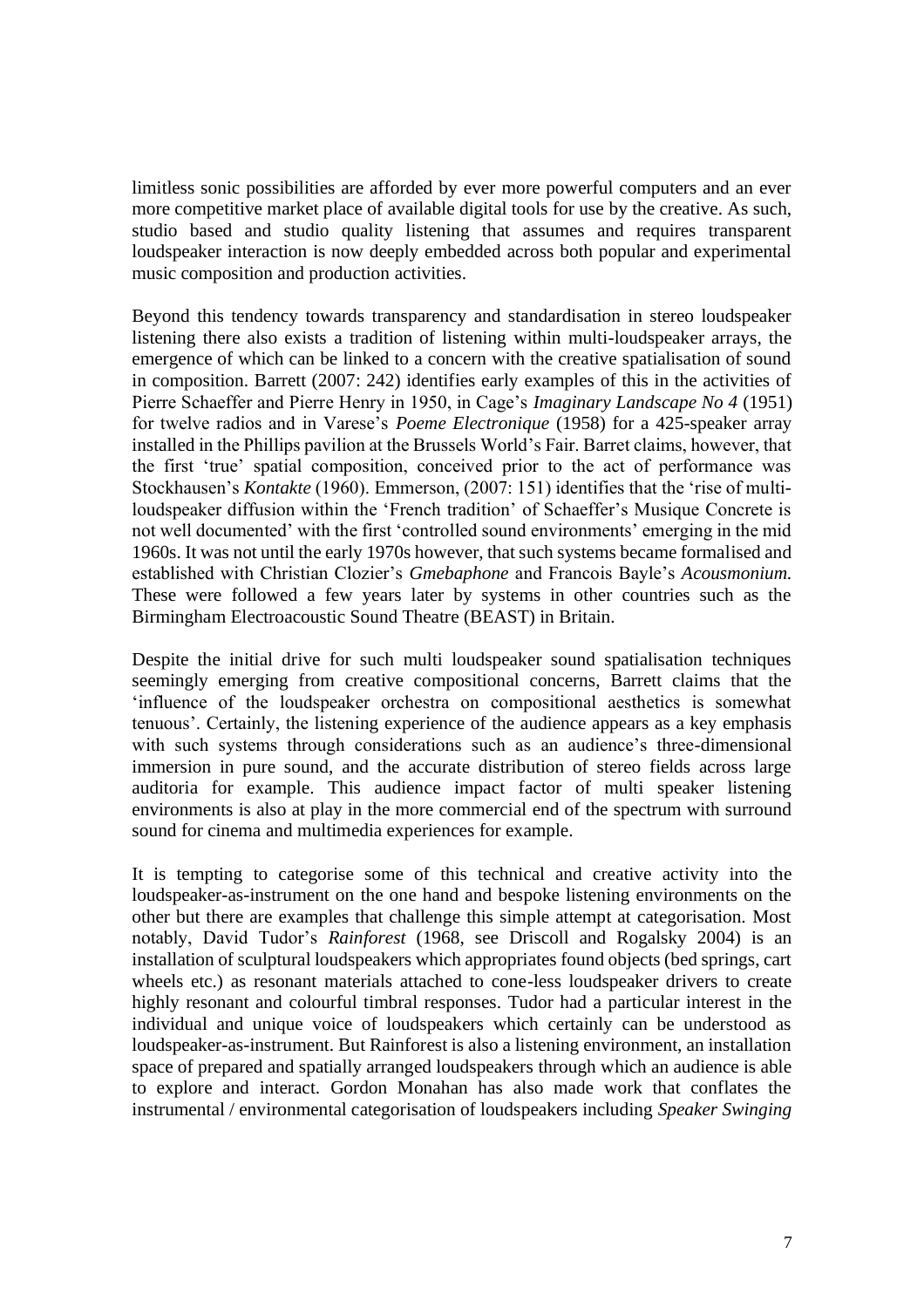limitless sonic possibilities are afforded by ever more powerful computers and an ever more competitive market place of available digital tools for use by the creative. As such, studio based and studio quality listening that assumes and requires transparent loudspeaker interaction is now deeply embedded across both popular and experimental music composition and production activities.

Beyond this tendency towards transparency and standardisation in stereo loudspeaker listening there also exists a tradition of listening within multi-loudspeaker arrays, the emergence of which can be linked to a concern with the creative spatialisation of sound in composition. Barrett (2007: 242) identifies early examples of this in the activities of Pierre Schaeffer and Pierre Henry in 1950, in Cage's *Imaginary Landscape No 4* (1951) for twelve radios and in Varese's *Poeme Electronique* (1958) for a 425-speaker array installed in the Phillips pavilion at the Brussels World's Fair. Barret claims, however, that the first 'true' spatial composition, conceived prior to the act of performance was Stockhausen's *Kontakte* (1960). Emmerson, (2007: 151) identifies that the 'rise of multi-loudspeaker diffusion within the 'French tradition' of Schaeffer's Musique Concrete is not well documented' with the first 'controlled sound environments' emerging in the mid 1960s. It was not until the early 1970s however, that such systems became formalised and established with Christian Clozier's *Gmebaphone* and Francois Bayle's *Acousmonium.* These were followed a few years later by systems in other countries such as the Birmingham Electroacoustic Sound Theatre (BEAST) in Britain.

Despite the initial drive for such multi loudspeaker sound spatialisation techniques seemingly emerging from creative compositional concerns, Barrett claims that the 'influence of the loudspeaker orchestra on compositional aesthetics is somewhat tenuous'. Certainly, the listening experience of the audience appears as a key emphasis with such systems through considerations such as an audience's three-dimensional immersion in pure sound, and the accurate distribution of stereo fields across large auditoria for example. This audience impact factor of multi speaker listening environments is also at play in the more commercial end of the spectrum with surround sound for cinema and multimedia experiences for example.

It is tempting to categorise some of this technical and creative activity into the loudspeaker-as-instrument on the one hand and bespoke listening environments on the other but there are examples that challenge this simple attempt at categorisation. Most notably, David Tudor's *Rainforest* (1968, see Driscoll and Rogalsky 2004) is an installation of sculptural loudspeakers which appropriates found objects (bed springs, cart wheels etc.) as resonant materials attached to cone-less loudspeaker drivers to create highly resonant and colourful timbral responses. Tudor had a particular interest in the individual and unique voice of loudspeakers which certainly can be understood as loudspeaker-as-instrument. But Rainforest is also a listening environment, an installation space of prepared and spatially arranged loudspeakers through which an audience is able to explore and interact. Gordon Monahan has also made work that conflates the instrumental / environmental categorisation of loudspeakers including *Speaker Swinging*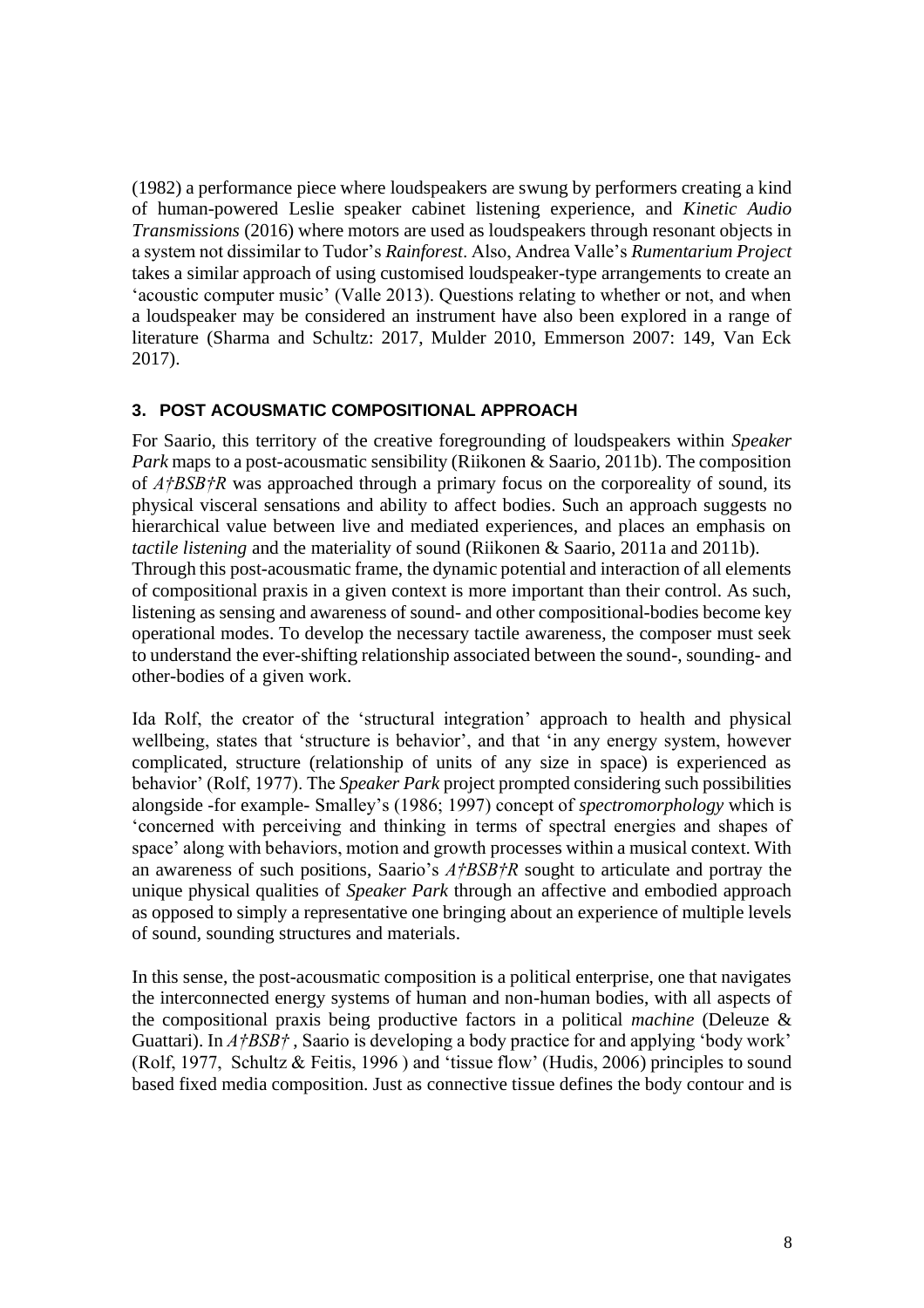(1982) a performance piece where loudspeakers are swung by performers creating a kind of human-powered Leslie speaker cabinet listening experience, and *Kinetic Audio Transmissions* (2016) where motors are used as loudspeakers through resonant objects in a system not dissimilar to Tudor's *Rainforest*. Also, Andrea Valle's *Rumentarium Project* takes a similar approach of using customised loudspeaker-type arrangements to create an 'acoustic computer music' (Valle 2013). Questions relating to whether or not, and when a loudspeaker may be considered an instrument have also been explored in a range of literature (Sharma and Schultz: 2017, Mulder 2010, Emmerson 2007: 149, Van Eck 2017).

## 3. POST ACOUSMATIC COMPOSITIONAL APPROACH

For Saario, this territory of the creative foregrounding of loudspeakers within *Speaker Park* maps to a post-acousmatic sensibility (Riikonen & Saario, 2011b). The composition of *A†BSB†R* was approached through a primary focus on the corporeality of sound, its physical visceral sensations and ability to affect bodies. Such an approach suggests no hierarchical value between live and mediated experiences, and places an emphasis on *tactile listening* and the materiality of sound (Riikonen & Saario, 2011a and 2011b).
Through this post-acousmatic frame, the dynamic potential and interaction of all elements of compositional praxis in a given context is more important than their control. As such, listening as sensing and awareness of sound- and other compositional-bodies become key operational modes. To develop the necessary tactile awareness, the composer must seek to understand the ever-shifting relationship associated between the sound-, sounding- and other-bodies of a given work.

Ida Rolf, the creator of the 'structural integration' approach to health and physical wellbeing, states that 'structure is behavior', and that 'in any energy system, however complicated, structure (relationship of units of any size in space) is experienced as behavior' (Rolf, 1977). The *Speaker Park* project prompted considering such possibilities alongside -for example- Smalley's (1986; 1997) concept of *spectromorphology* which is 'concerned with perceiving and thinking in terms of spectral energies and shapes of space' along with behaviors, motion and growth processes within a musical context. With an awareness of such positions, Saario's *A†BSB†R* sought to articulate and portray the unique physical qualities of *Speaker Park* through an affective and embodied approach as opposed to simply a representative one bringing about an experience of multiple levels of sound, sounding structures and materials.

In this sense, the post-acousmatic composition is a political enterprise, one that navigates the interconnected energy systems of human and non-human bodies, with all aspects of the compositional praxis being productive factors in a political *machine* (Deleuze & Guattari). In *A†BSB†* , Saario is developing a body practice for and applying 'body work' (Rolf, 1977, Schultz & Feitis, 1996 ) and 'tissue flow' (Hudis, 2006) principles to sound based fixed media composition. Just as connective tissue defines the body contour and is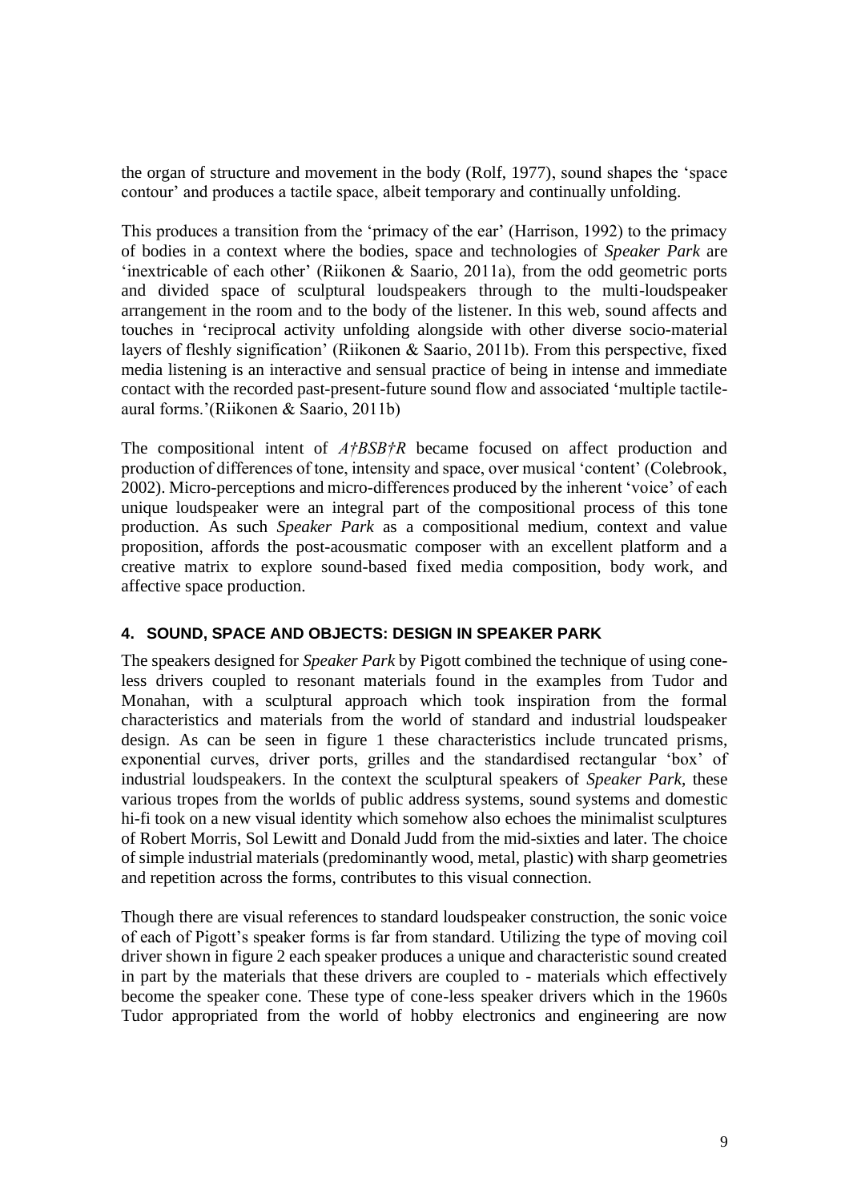the organ of structure and movement in the body (Rolf, 1977), sound shapes the 'space contour' and produces a tactile space, albeit temporary and continually unfolding.

This produces a transition from the 'primacy of the ear' (Harrison, 1992) to the primacy of bodies in a context where the bodies, space and technologies of *Speaker Park* are 'inextricable of each other' (Riikonen & Saario, 2011a), from the odd geometric ports and divided space of sculptural loudspeakers through to the multi-loudspeaker arrangement in the room and to the body of the listener. In this web, sound affects and touches in 'reciprocal activity unfolding alongside with other diverse socio-material layers of fleshly signification' (Riikonen & Saario, 2011b). From this perspective, fixed media listening is an interactive and sensual practice of being in intense and immediate contact with the recorded past-present-future sound flow and associated 'multiple tactile-aural forms.'(Riikonen & Saario, 2011b)

The compositional intent of *A†BSB†R* became focused on affect production and production of differences of tone, intensity and space, over musical 'content' (Colebrook, 2002). Micro-perceptions and micro-differences produced by the inherent 'voice' of each unique loudspeaker were an integral part of the compositional process of this tone production. As such *Speaker Park* as a compositional medium, context and value proposition, affords the post-acousmatic composer with an excellent platform and a creative matrix to explore sound-based fixed media composition, body work, and affective space production.

## 4. SOUND, SPACE AND OBJECTS: DESIGN IN SPEAKER PARK

The speakers designed for *Speaker Park* by Pigott combined the technique of using cone-less drivers coupled to resonant materials found in the examples from Tudor and Monahan, with a sculptural approach which took inspiration from the formal characteristics and materials from the world of standard and industrial loudspeaker design. As can be seen in figure 1 these characteristics include truncated prisms, exponential curves, driver ports, grilles and the standardised rectangular 'box' of industrial loudspeakers. In the context the sculptural speakers of *Speaker Park*, these various tropes from the worlds of public address systems, sound systems and domestic hi-fi took on a new visual identity which somehow also echoes the minimalist sculptures of Robert Morris, Sol Lewitt and Donald Judd from the mid-sixties and later. The choice of simple industrial materials (predominantly wood, metal, plastic) with sharp geometries and repetition across the forms, contributes to this visual connection.

Though there are visual references to standard loudspeaker construction, the sonic voice of each of Pigott's speaker forms is far from standard. Utilizing the type of moving coil driver shown in figure 2 each speaker produces a unique and characteristic sound created in part by the materials that these drivers are coupled to - materials which effectively become the speaker cone. These type of cone-less speaker drivers which in the 1960s Tudor appropriated from the world of hobby electronics and engineering are now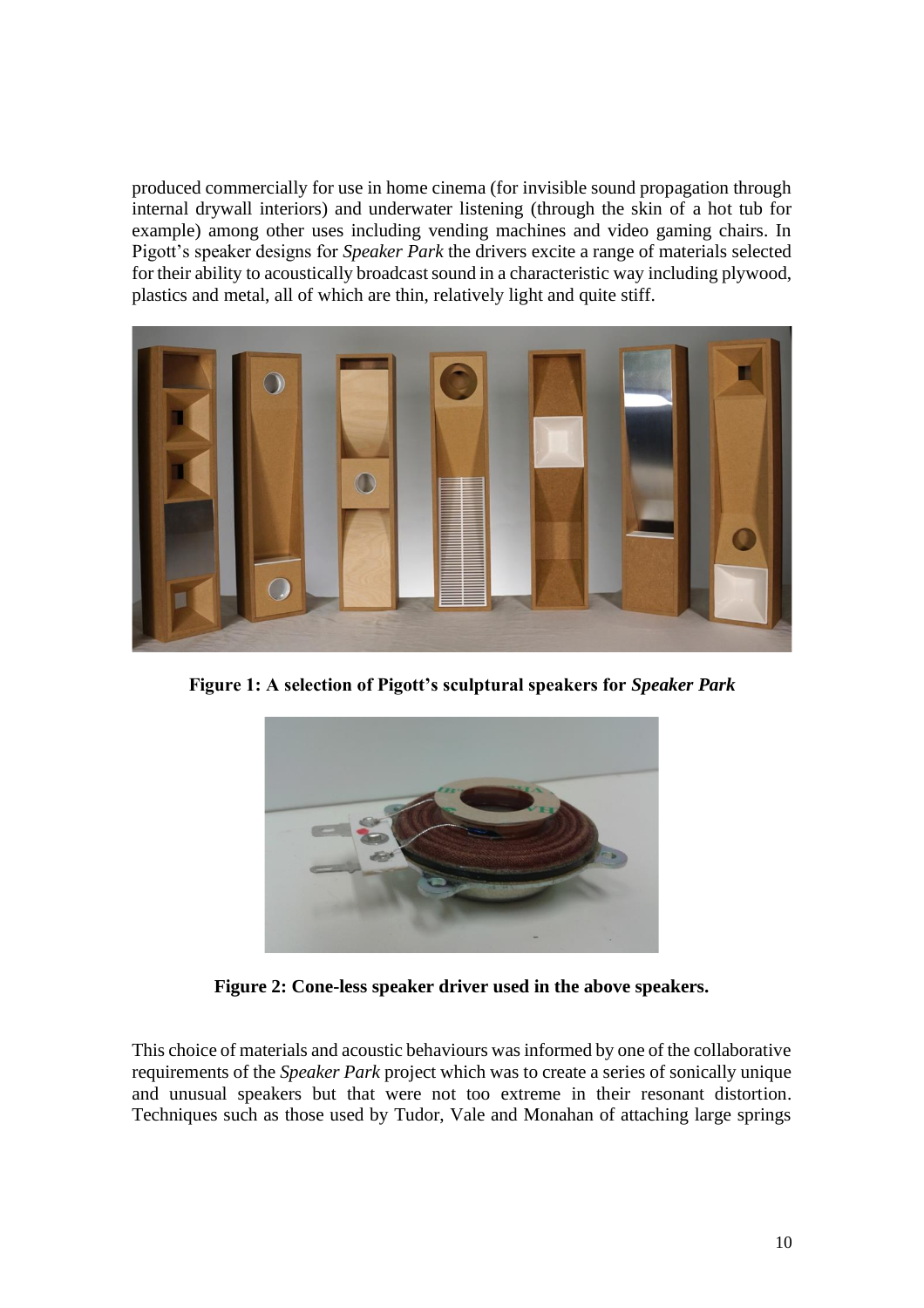produced commercially for use in home cinema (for invisible sound propagation through internal drywall interiors) and underwater listening (through the skin of a hot tub for example) among other uses including vending machines and video gaming chairs. In Pigott's speaker designs for *Speaker Park* the drivers excite a range of materials selected for their ability to acoustically broadcast sound in a characteristic way including plywood, plastics and metal, all of which are thin, relatively light and quite stiff.

**Figure 1: A selection of Pigott's sculptural speakers for *Speaker Park***

**Figure 2: Cone-less speaker driver used in the above speakers.**

This choice of materials and acoustic behaviours was informed by one of the collaborative requirements of the *Speaker Park* project which was to create a series of sonically unique and unusual speakers but that were not too extreme in their resonant distortion. Techniques such as those used by Tudor, Vale and Monahan of attaching large springs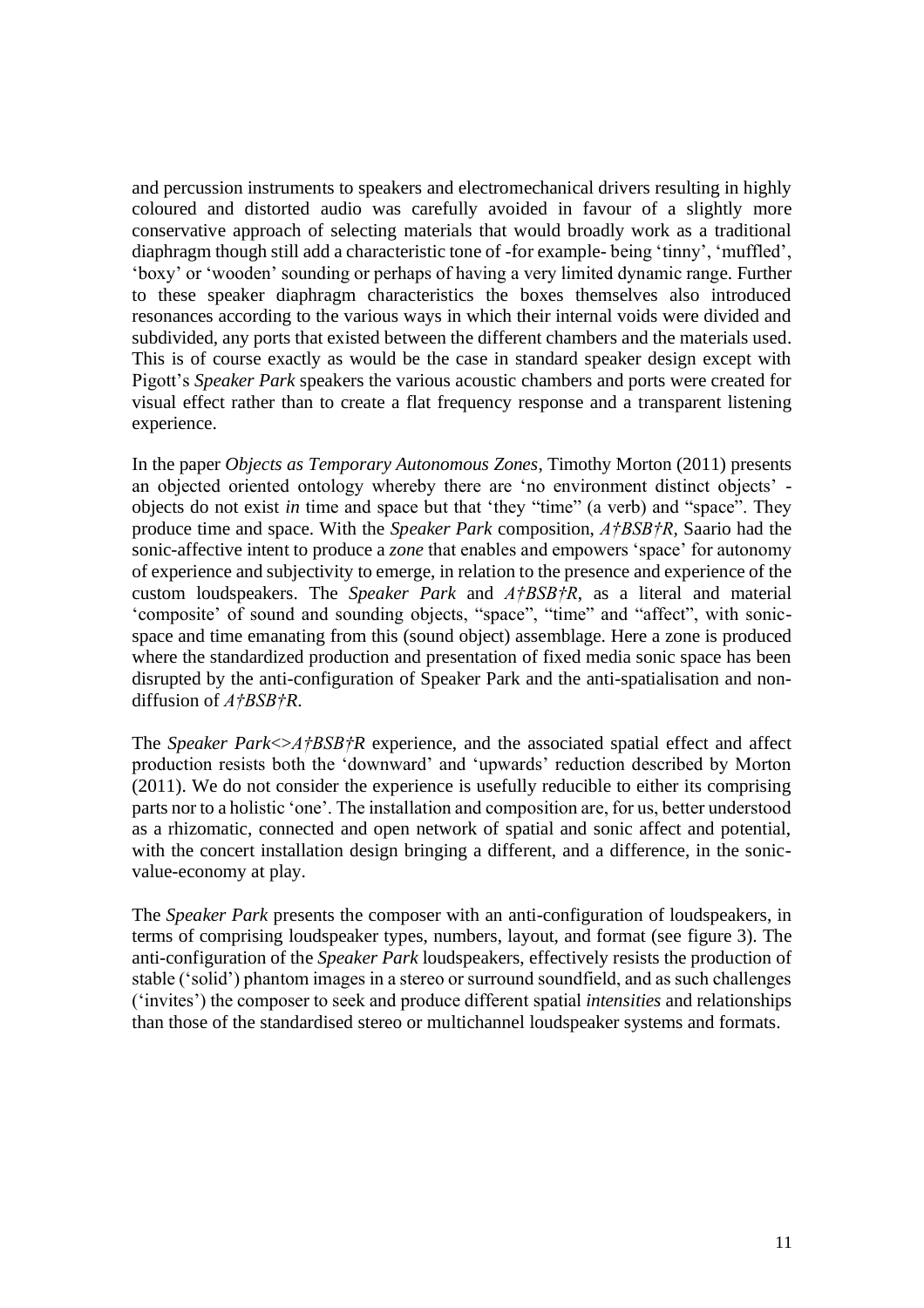and percussion instruments to speakers and electromechanical drivers resulting in highly coloured and distorted audio was carefully avoided in favour of a slightly more conservative approach of selecting materials that would broadly work as a traditional diaphragm though still add a characteristic tone of -for example- being 'tinny', 'muffled', 'boxy' or 'wooden' sounding or perhaps of having a very limited dynamic range. Further to these speaker diaphragm characteristics the boxes themselves also introduced resonances according to the various ways in which their internal voids were divided and subdivided, any ports that existed between the different chambers and the materials used. This is of course exactly as would be the case in standard speaker design except with Pigott's *Speaker Park* speakers the various acoustic chambers and ports were created for visual effect rather than to create a flat frequency response and a transparent listening experience.

In the paper *Objects as Temporary Autonomous Zones*, Timothy Morton (2011) presents an objected oriented ontology whereby there are 'no environment distinct objects' - objects do not exist *in* time and space but that 'they "time" (a verb) and "space". They produce time and space. With the *Speaker Park* composition, *A†BSB†R*, Saario had the sonic-affective intent to produce a *zone* that enables and empowers 'space' for autonomy of experience and subjectivity to emerge, in relation to the presence and experience of the custom loudspeakers. The *Speaker Park* and *A†BSB†R*, as a literal and material 'composite' of sound and sounding objects, "space", "time" and "affect", with sonic-space and time emanating from this (sound object) assemblage. Here a zone is produced where the standardized production and presentation of fixed media sonic space has been disrupted by the anti-configuration of Speaker Park and the anti-spatialisation and non-diffusion of *A†BSB†R*.

The *Speaker Park<>A†BSB†R* experience, and the associated spatial effect and affect production resists both the 'downward' and 'upwards' reduction described by Morton (2011). We do not consider the experience is usefully reducible to either its comprising parts nor to a holistic 'one'. The installation and composition are, for us, better understood as a rhizomatic, connected and open network of spatial and sonic affect and potential, with the concert installation design bringing a different, and a difference, in the sonic-value-economy at play.

The *Speaker Park* presents the composer with an anti-configuration of loudspeakers, in terms of comprising loudspeaker types, numbers, layout, and format (see figure 3). The anti-configuration of the *Speaker Park* loudspeakers, effectively resists the production of stable ('solid') phantom images in a stereo or surround soundfield, and as such challenges ('invites') the composer to seek and produce different spatial *intensities* and relationships than those of the standardised stereo or multichannel loudspeaker systems and formats.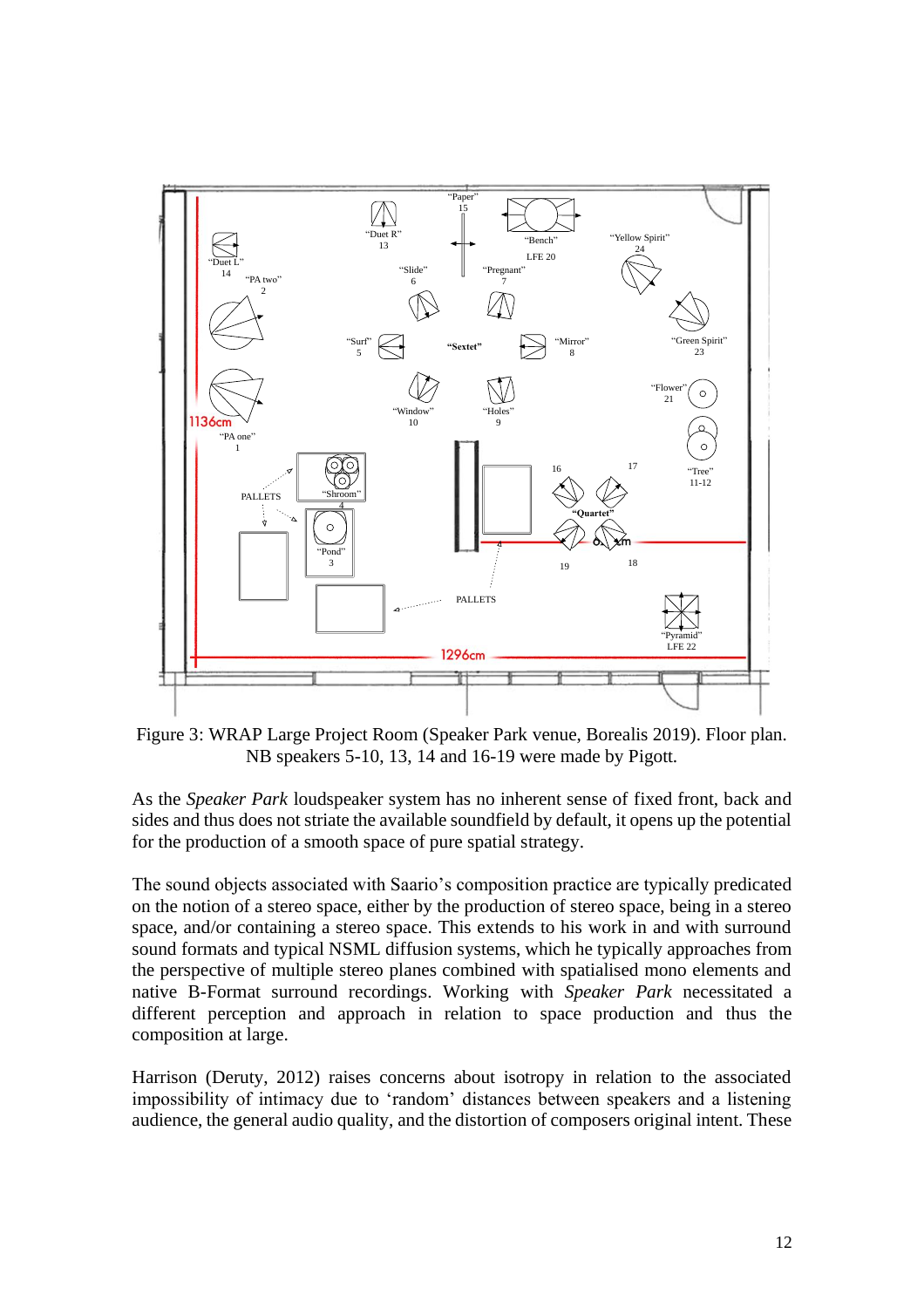Figure 3: WRAP Large Project Room (Speaker Park venue, Borealis 2019). Floor plan. NB speakers 5-10, 13, 14 and 16-19 were made by Pigott.

As the *Speaker Park* loudspeaker system has no inherent sense of fixed front, back and sides and thus does not striate the available soundfield by default, it opens up the potential for the production of a smooth space of pure spatial strategy.

The sound objects associated with Saario's composition practice are typically predicated on the notion of a stereo space, either by the production of stereo space, being in a stereo space, and/or containing a stereo space. This extends to his work in and with surround sound formats and typical NSML diffusion systems, which he typically approaches from the perspective of multiple stereo planes combined with spatialised mono elements and native B-Format surround recordings. Working with *Speaker Park* necessitated a different perception and approach in relation to space production and thus the composition at large.

Harrison (Deruty, 2012) raises concerns about isotropy in relation to the associated impossibility of intimacy due to 'random' distances between speakers and a listening audience, the general audio quality, and the distortion of composers original intent. These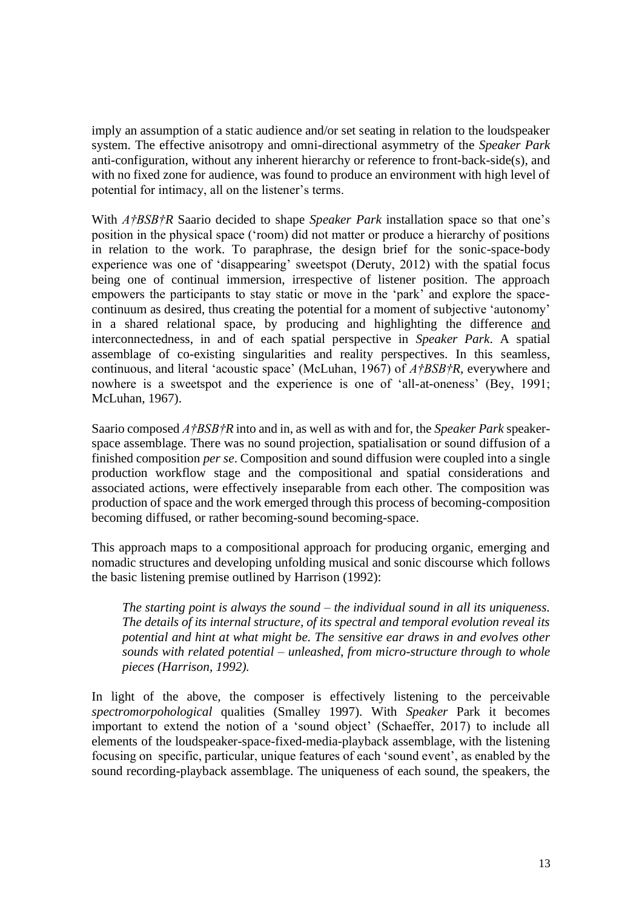imply an assumption of a static audience and/or set seating in relation to the loudspeaker system. The effective anisotropy and omni-directional asymmetry of the *Speaker Park* anti-configuration, without any inherent hierarchy or reference to front-back-side(s), and with no fixed zone for audience, was found to produce an environment with high level of potential for intimacy, all on the listener's terms.

With *A†BSB†R* Saario decided to shape *Speaker Park* installation space so that one's position in the physical space ('room) did not matter or produce a hierarchy of positions in relation to the work. To paraphrase, the design brief for the sonic-space-body experience was one of 'disappearing' sweetspot (Deruty, 2012) with the spatial focus being one of continual immersion, irrespective of listener position. The approach empowers the participants to stay static or move in the 'park' and explore the space-continuum as desired, thus creating the potential for a moment of subjective 'autonomy' in a shared relational space, by producing and highlighting the difference <u>and</u> interconnectedness, in and of each spatial perspective in *Speaker Park*. A spatial assemblage of co-existing singularities and reality perspectives. In this seamless, continuous, and literal 'acoustic space' (McLuhan, 1967) of *A†BSB†R*, everywhere and nowhere is a sweetspot and the experience is one of 'all-at-oneness' (Bey, 1991; McLuhan, 1967).

Saario composed *A†BSB†R* into and in, as well as with and for, the *Speaker Park* speaker-space assemblage. There was no sound projection, spatialisation or sound diffusion of a finished composition *per se*. Composition and sound diffusion were coupled into a single production workflow stage and the compositional and spatial considerations and associated actions, were effectively inseparable from each other. The composition was production of space and the work emerged through this process of becoming-composition becoming diffused, or rather becoming-sound becoming-space.

This approach maps to a compositional approach for producing organic, emerging and nomadic structures and developing unfolding musical and sonic discourse which follows the basic listening premise outlined by Harrison (1992):

> *The starting point is always the sound – the individual sound in all its uniqueness. The details of its internal structure, of its spectral and temporal evolution reveal its potential and hint at what might be. The sensitive ear draws in and evolves other sounds with related potential – unleashed, from micro-structure through to whole pieces (Harrison, 1992).*

In light of the above, the composer is effectively listening to the perceivable *spectromorpohological* qualities (Smalley 1997). With *Speaker* Park it becomes important to extend the notion of a 'sound object' (Schaeffer, 2017) to include all elements of the loudspeaker-space-fixed-media-playback assemblage, with the listening focusing on specific, particular, unique features of each 'sound event', as enabled by the sound recording-playback assemblage. The uniqueness of each sound, the speakers, the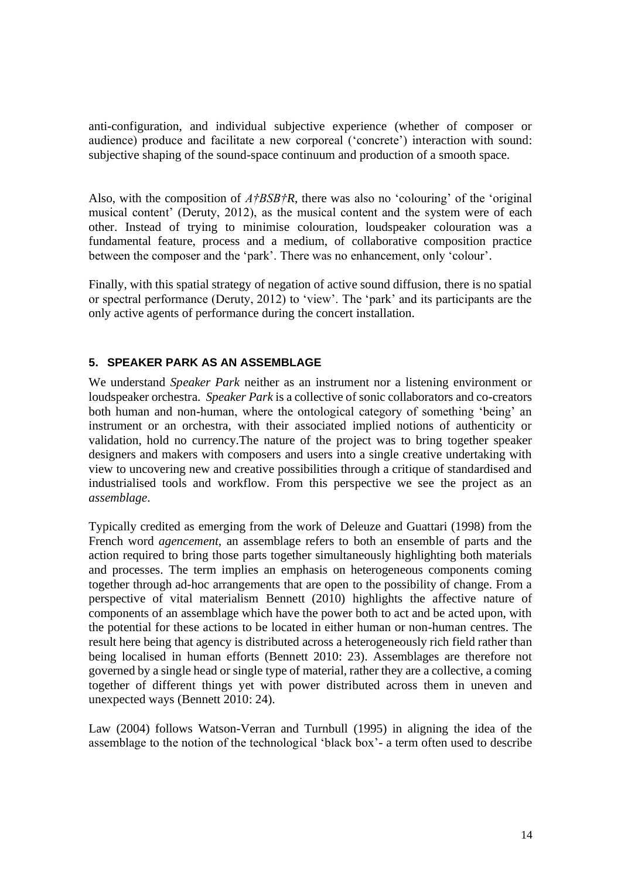anti-configuration, and individual subjective experience (whether of composer or audience) produce and facilitate a new corporeal ('concrete') interaction with sound: subjective shaping of the sound-space continuum and production of a smooth space.

Also, with the composition of *A†BSB†R*, there was also no 'colouring' of the 'original musical content' (Deruty, 2012), as the musical content and the system were of each other. Instead of trying to minimise colouration, loudspeaker colouration was a fundamental feature, process and a medium, of collaborative composition practice between the composer and the 'park'. There was no enhancement, only 'colour'.

Finally, with this spatial strategy of negation of active sound diffusion, there is no spatial or spectral performance (Deruty, 2012) to 'view'. The 'park' and its participants are the only active agents of performance during the concert installation.

## 5. SPEAKER PARK AS AN ASSEMBLAGE

We understand *Speaker Park* neither as an instrument nor a listening environment or loudspeaker orchestra. *Speaker Park* is a collective of sonic collaborators and co-creators both human and non-human, where the ontological category of something 'being' an instrument or an orchestra, with their associated implied notions of authenticity or validation, hold no currency.The nature of the project was to bring together speaker designers and makers with composers and users into a single creative undertaking with view to uncovering new and creative possibilities through a critique of standardised and industrialised tools and workflow. From this perspective we see the project as an *assemblage*.

Typically credited as emerging from the work of Deleuze and Guattari (1998) from the French word *agencement,* an assemblage refers to both an ensemble of parts and the action required to bring those parts together simultaneously highlighting both materials and processes. The term implies an emphasis on heterogeneous components coming together through ad-hoc arrangements that are open to the possibility of change. From a perspective of vital materialism Bennett (2010) highlights the affective nature of components of an assemblage which have the power both to act and be acted upon, with the potential for these actions to be located in either human or non-human centres. The result here being that agency is distributed across a heterogeneously rich field rather than being localised in human efforts (Bennett 2010: 23). Assemblages are therefore not governed by a single head or single type of material, rather they are a collective, a coming together of different things yet with power distributed across them in uneven and unexpected ways (Bennett 2010: 24).

Law (2004) follows Watson-Verran and Turnbull (1995) in aligning the idea of the assemblage to the notion of the technological 'black box'- a term often used to describe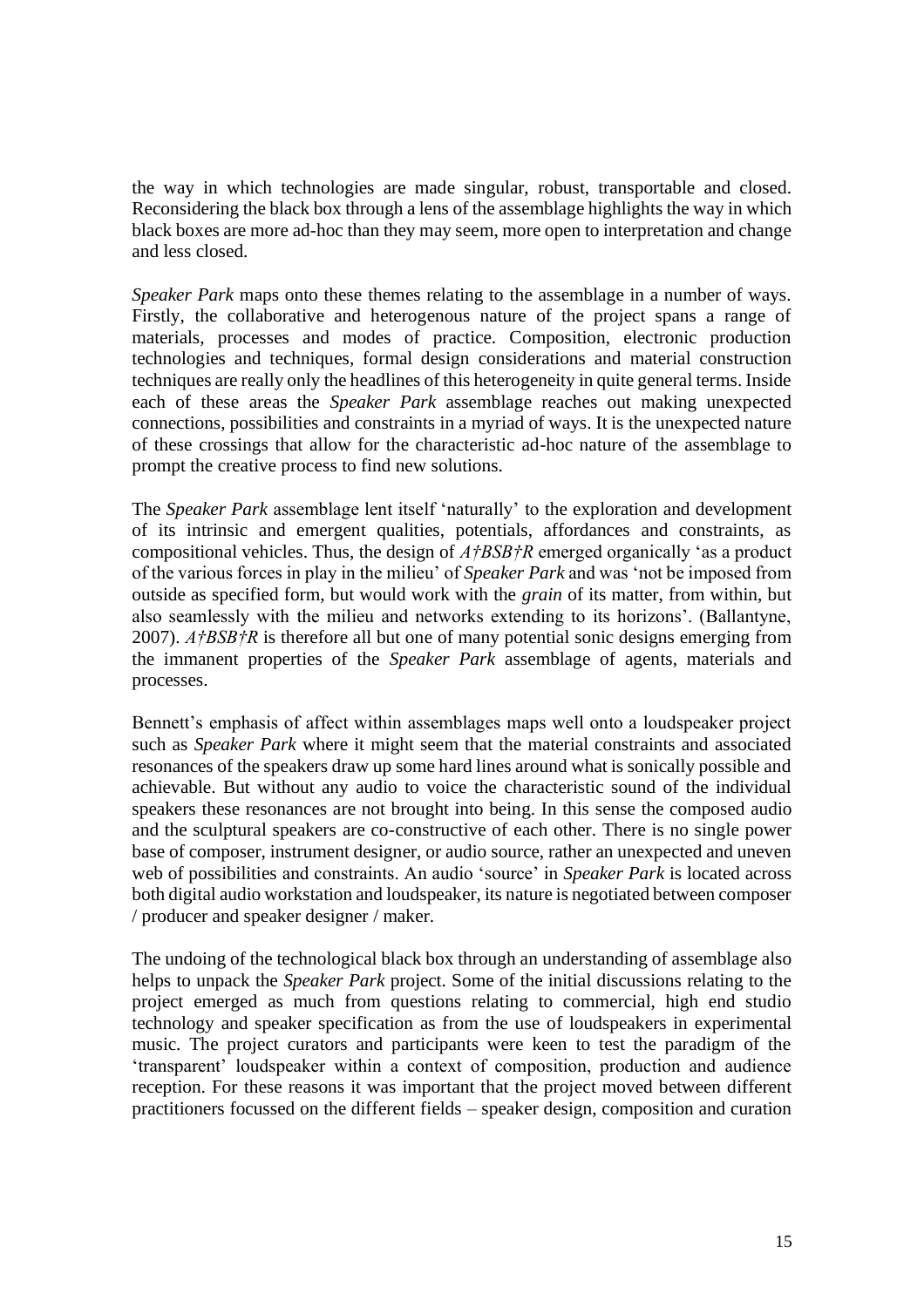the way in which technologies are made singular, robust, transportable and closed. Reconsidering the black box through a lens of the assemblage highlights the way in which black boxes are more ad-hoc than they may seem, more open to interpretation and change and less closed.

*Speaker Park* maps onto these themes relating to the assemblage in a number of ways. Firstly, the collaborative and heterogenous nature of the project spans a range of materials, processes and modes of practice. Composition, electronic production technologies and techniques, formal design considerations and material construction techniques are really only the headlines of this heterogeneity in quite general terms. Inside each of these areas the *Speaker Park* assemblage reaches out making unexpected connections, possibilities and constraints in a myriad of ways. It is the unexpected nature of these crossings that allow for the characteristic ad-hoc nature of the assemblage to prompt the creative process to find new solutions.

The *Speaker Park* assemblage lent itself 'naturally' to the exploration and development of its intrinsic and emergent qualities, potentials, affordances and constraints, as compositional vehicles. Thus, the design of *A†BSB†R* emerged organically 'as a product of the various forces in play in the milieu' of *Speaker Park* and was 'not be imposed from outside as specified form, but would work with the *grain* of its matter, from within, but also seamlessly with the milieu and networks extending to its horizons'. (Ballantyne, 2007). *A†BSB†R* is therefore all but one of many potential sonic designs emerging from the immanent properties of the *Speaker Park* assemblage of agents, materials and processes.

Bennett's emphasis of affect within assemblages maps well onto a loudspeaker project such as *Speaker Park* where it might seem that the material constraints and associated resonances of the speakers draw up some hard lines around what is sonically possible and achievable. But without any audio to voice the characteristic sound of the individual speakers these resonances are not brought into being. In this sense the composed audio and the sculptural speakers are co-constructive of each other. There is no single power base of composer, instrument designer, or audio source, rather an unexpected and uneven web of possibilities and constraints. An audio 'source' in *Speaker Park* is located across both digital audio workstation and loudspeaker, its nature is negotiated between composer / producer and speaker designer / maker.

The undoing of the technological black box through an understanding of assemblage also helps to unpack the *Speaker Park* project. Some of the initial discussions relating to the project emerged as much from questions relating to commercial, high end studio technology and speaker specification as from the use of loudspeakers in experimental music. The project curators and participants were keen to test the paradigm of the 'transparent' loudspeaker within a context of composition, production and audience reception. For these reasons it was important that the project moved between different practitioners focussed on the different fields – speaker design, composition and curation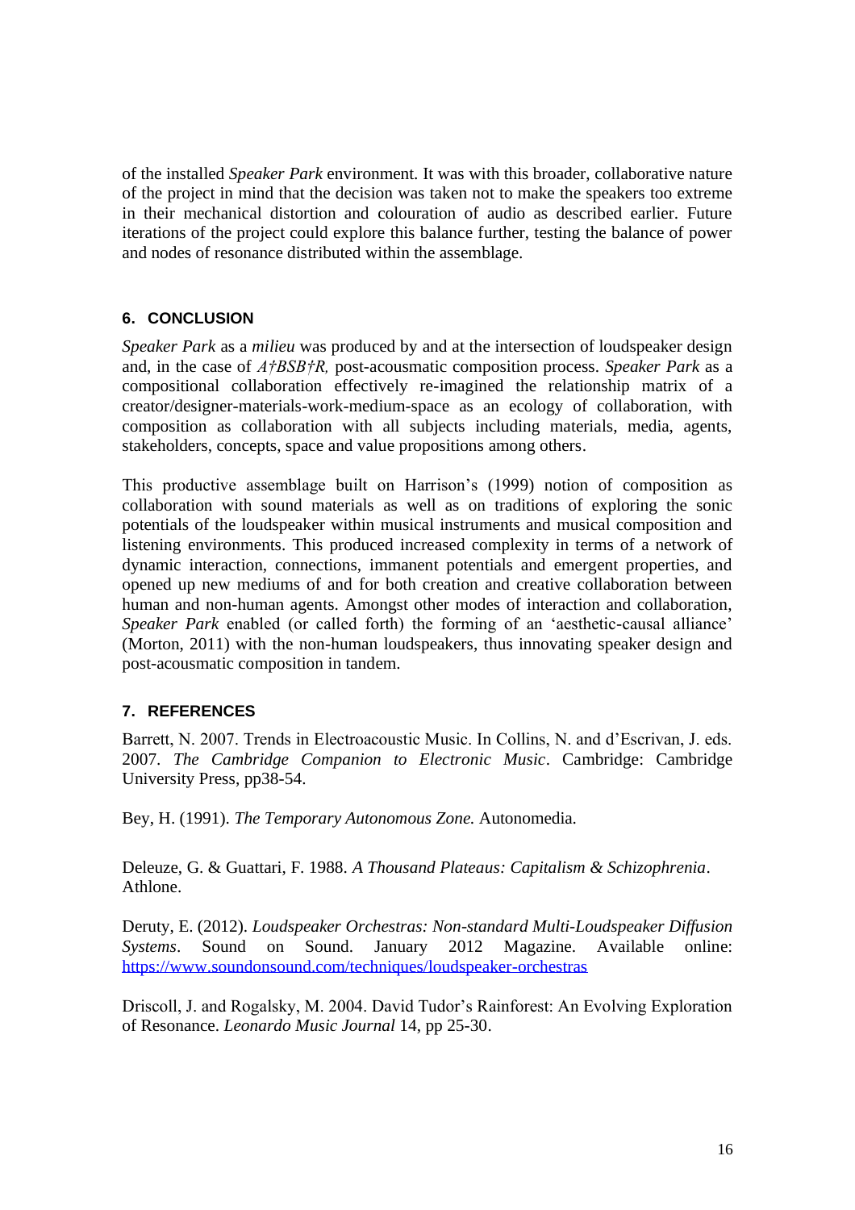of the installed *Speaker Park* environment. It was with this broader, collaborative nature of the project in mind that the decision was taken not to make the speakers too extreme in their mechanical distortion and colouration of audio as described earlier. Future iterations of the project could explore this balance further, testing the balance of power and nodes of resonance distributed within the assemblage.

## 6. CONCLUSION

*Speaker Park* as a *milieu* was produced by and at the intersection of loudspeaker design and, in the case of *A†BSB†R,* post-acousmatic composition process. *Speaker Park* as a compositional collaboration effectively re-imagined the relationship matrix of a creator/designer-materials-work-medium-space as an ecology of collaboration, with composition as collaboration with all subjects including materials, media, agents, stakeholders, concepts, space and value propositions among others.

This productive assemblage built on Harrison's (1999) notion of composition as collaboration with sound materials as well as on traditions of exploring the sonic potentials of the loudspeaker within musical instruments and musical composition and listening environments. This produced increased complexity in terms of a network of dynamic interaction, connections, immanent potentials and emergent properties, and opened up new mediums of and for both creation and creative collaboration between human and non-human agents. Amongst other modes of interaction and collaboration, *Speaker Park* enabled (or called forth) the forming of an 'aesthetic-causal alliance' (Morton, 2011) with the non-human loudspeakers, thus innovating speaker design and post-acousmatic composition in tandem.

## 7. REFERENCES

Barrett, N. 2007. Trends in Electroacoustic Music. In Collins, N. and d'Escrivan, J. eds. 2007. *The Cambridge Companion to Electronic Music*. Cambridge: Cambridge University Press, pp38-54.

Bey, H. (1991). *The Temporary Autonomous Zone.* Autonomedia.

Deleuze, G. & Guattari, F. 1988. *A Thousand Plateaus: Capitalism & Schizophrenia*. Athlone.

Deruty, E. (2012). *Loudspeaker Orchestras: Non-standard Multi-Loudspeaker Diffusion Systems*. Sound on Sound. January 2012 Magazine. Available online: https://www.soundonsound.com/techniques/loudspeaker-orchestras

Driscoll, J. and Rogalsky, M. 2004. David Tudor's Rainforest: An Evolving Exploration of Resonance. *Leonardo Music Journal* 14, pp 25-30.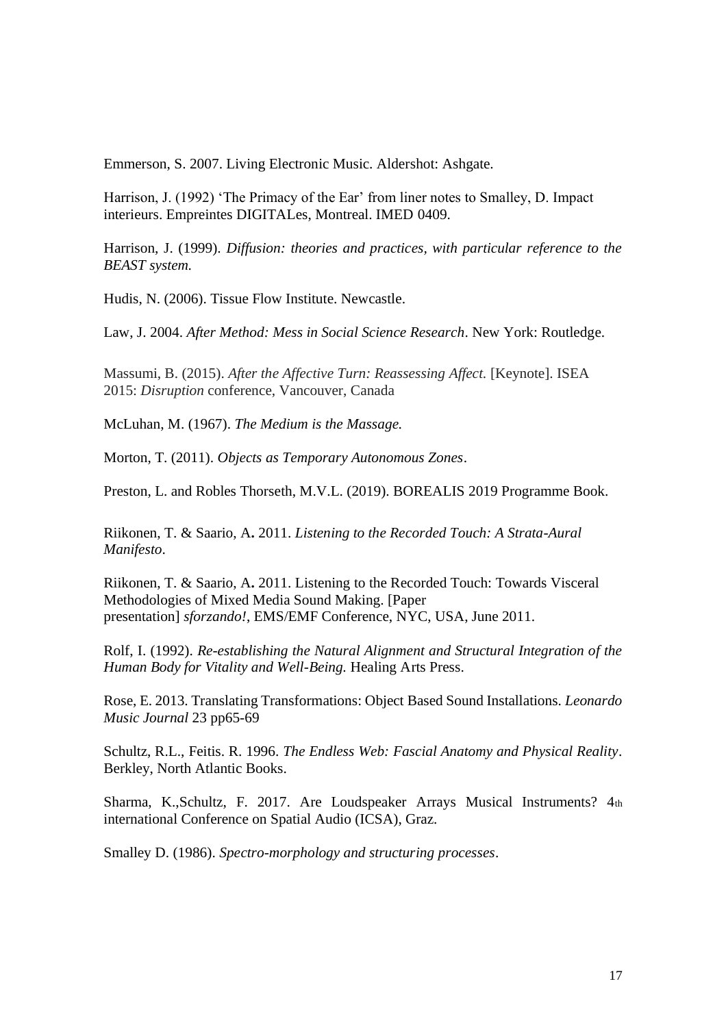Emmerson, S. 2007. Living Electronic Music. Aldershot: Ashgate.

Harrison, J. (1992) 'The Primacy of the Ear' from liner notes to Smalley, D. Impact interieurs. Empreintes DIGITALes, Montreal. IMED 0409.

Harrison, J. (1999). *Diffusion: theories and practices, with particular reference to the BEAST system.*

Hudis, N. (2006). Tissue Flow Institute. Newcastle.

Law, J. 2004. *After Method: Mess in Social Science Research*. New York: Routledge.

Massumi, B. (2015). *After the Affective Turn: Reassessing Affect.* [Keynote]. ISEA 2015: *Disruption* conference, Vancouver, Canada

McLuhan, M. (1967). *The Medium is the Massage.*

Morton, T. (2011). *Objects as Temporary Autonomous Zones*.

Preston, L. and Robles Thorseth, M.V.L. (2019). BOREALIS 2019 Programme Book.

Riikonen, T. & Saario, A**.** 2011. *Listening to the Recorded Touch: A Strata-Aural Manifesto*.

Riikonen, T. & Saario, A**.** 2011. Listening to the Recorded Touch: Towards Visceral Methodologies of Mixed Media Sound Making. [Paper presentation] *sforzando!*, EMS/EMF Conference, NYC, USA, June 2011.

Rolf, I. (1992). *Re-establishing the Natural Alignment and Structural Integration of the Human Body for Vitality and Well-Being.* Healing Arts Press.

Rose, E. 2013. Translating Transformations: Object Based Sound Installations. *Leonardo Music Journal* 23 pp65-69

Schultz, R.L., Feitis. R. 1996. *The Endless Web: Fascial Anatomy and Physical Reality*. Berkley, North Atlantic Books.

Sharma, K.,Schultz, F. 2017. Are Loudspeaker Arrays Musical Instruments? 4th international Conference on Spatial Audio (ICSA), Graz.

Smalley D. (1986). *Spectro-morphology and structuring processes*.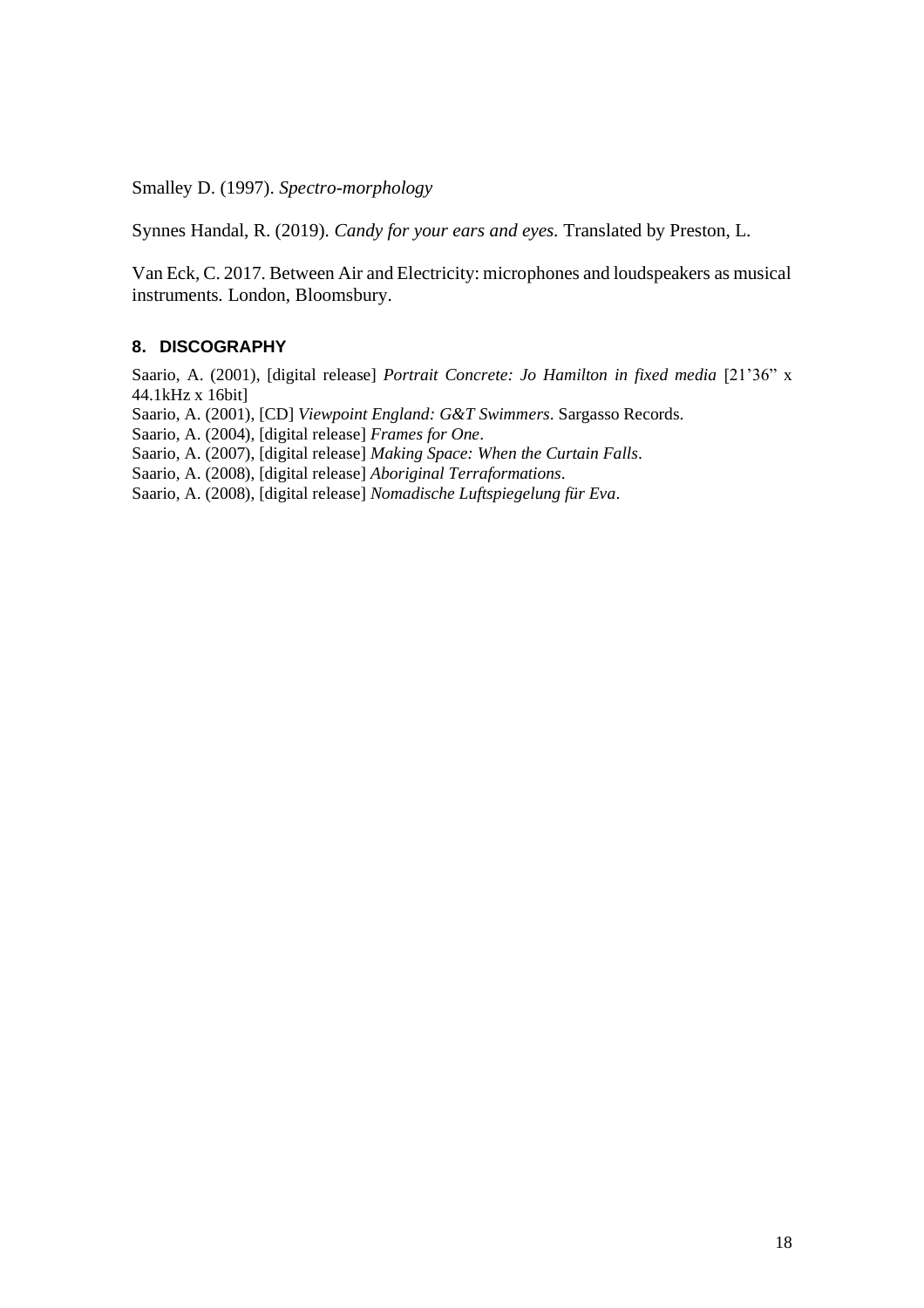Smalley D. (1997). *Spectro-morphology*

Synnes Handal, R. (2019). *Candy for your ears and eyes.* Translated by Preston, L.

Van Eck, C. 2017. Between Air and Electricity: microphones and loudspeakers as musical instruments. London, Bloomsbury.

## 8. DISCOGRAPHY

Saario, A. (2001), [digital release] *Portrait Concrete: Jo Hamilton in fixed media* [21'36" x 44.1kHz x 16bit]
Saario, A. (2001), [CD] *Viewpoint England: G&T Swimmers*. Sargasso Records.
Saario, A. (2004), [digital release] *Frames for One*.
Saario, A. (2007), [digital release] *Making Space: When the Curtain Falls*.
Saario, A. (2008), [digital release] *Aboriginal Terraformations*.
Saario, A. (2008), [digital release] *Nomadische Luftspiegelung für Eva*.